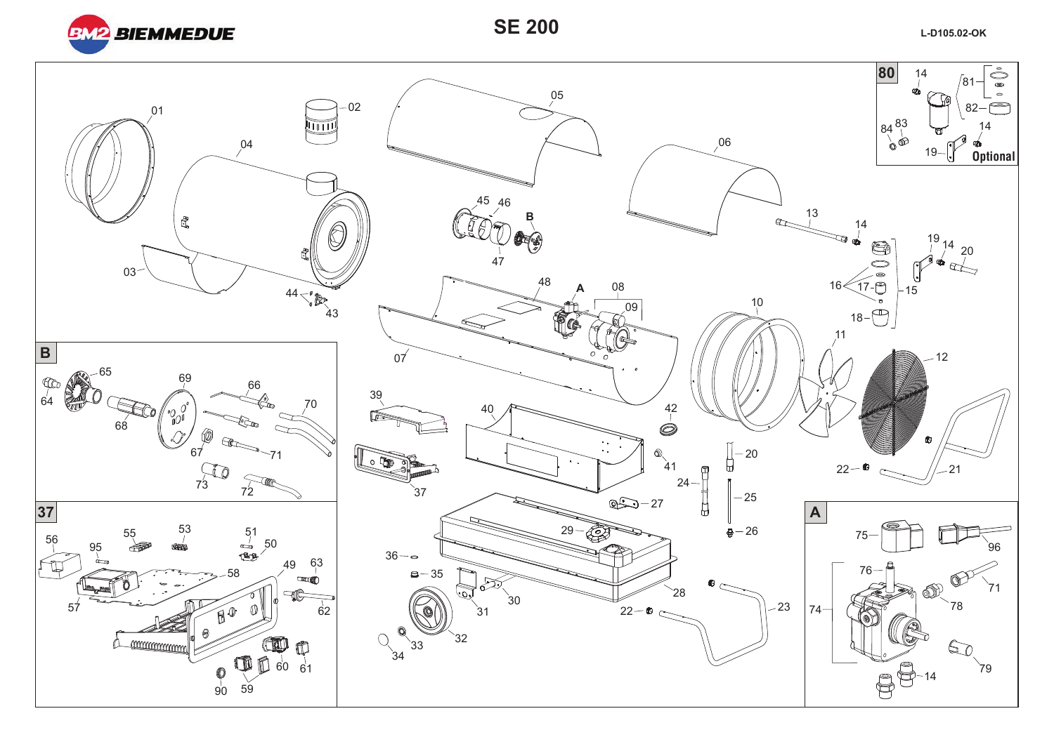# SE 200

L-D105.02-OK

01 02 03 04 05 06 07 08 09 10 11 12 13 14 15 16 17 18 19 20 21 22 23 24 25 26 27 28 29 30 31 32 33 34 35 36 37 39 40 41 42 43 44 45 46 47 48

**80** 14 81 82 83 84 19 14 **Optional**

**B** 64 65 66 67 68 69 70 71 72 73

**37** 49 50 51 53 55 56 57 58 59 60 61 62 63 90 95

**A** 14 71 74 75 76 78 79 96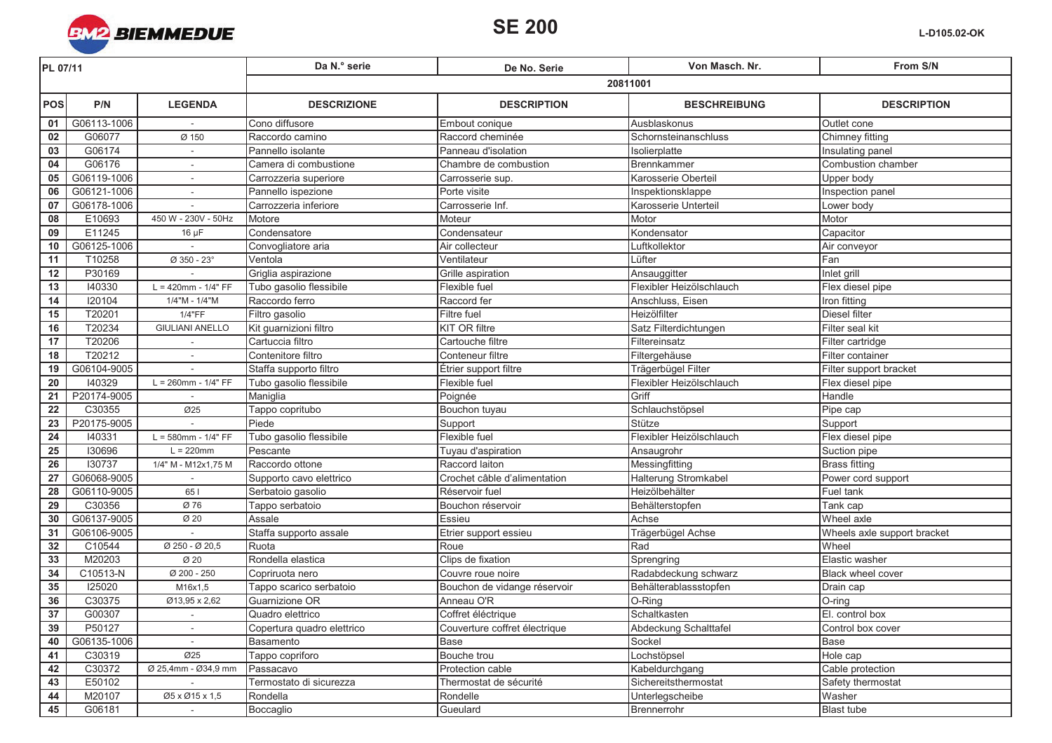# SE 200

L-D105.02-OK

| PL 07/11 | | | Da N.° serie | De No. Serie | Von Masch. Nr. | From S/N |
|---|---|---|---|---|---|---|
| | | | 20811001 | | | |
| **POS** | **P/N** | **LEGENDA** | **DESCRIZIONE** | **DESCRIPTION** | **BESCHREIBUNG** | **DESCRIPTION** |
| 01 | G06113-1006 | - | Cono diffusore | Embout conique | Ausblaskonus | Outlet cone |
| 02 | G06077 | Ø 150 | Raccordo camino | Raccord cheminée | Schornsteinanschluss | Chimney fitting |
| 03 | G06174 | - | Pannello isolante | Panneau d'isolation | Isolierplatte | Insulating panel |
| 04 | G06176 | - | Camera di combustione | Chambre de combustion | Brennkammer | Combustion chamber |
| 05 | G06119-1006 | - | Carrozzeria superiore | Carrosserie sup. | Karosserie Oberteil | Upper body |
| 06 | G06121-1006 | - | Pannello ispezione | Porte visite | Inspektionsklappe | Inspection panel |
| 07 | G06178-1006 | - | Carrozzeria inferiore | Carrosserie Inf. | Karosserie Unterteil | Lower body |
| 08 | E10693 | 450 W - 230V - 50Hz | Motore | Moteur | Motor | Motor |
| 09 | E11245 | 16 µF | Condensatore | Condensateur | Kondensator | Capacitor |
| 10 | G06125-1006 | - | Convogliatore aria | Air collecteur | Luftkollektor | Air conveyor |
| 11 | T10258 | Ø 350 - 23° | Ventola | Ventilateur | Lüfter | Fan |
| 12 | P30169 | - | Griglia aspirazione | Grille aspiration | Ansauggitter | Inlet grill |
| 13 | I40330 | L = 420mm - 1/4" FF | Tubo gasolio flessibile | Flexible fuel | Flexibler Heizölschlauch | Flex diesel pipe |
| 14 | I20104 | 1/4"M - 1/4"M | Raccordo ferro | Raccord fer | Anschluss, Eisen | Iron fitting |
| 15 | T20201 | 1/4"FF | Filtro gasolio | Filtre fuel | Heizölfilter | Diesel filter |
| 16 | T20234 | GIULIANI ANELLO | Kit guarnizioni filtro | KIT OR filtre | Satz Filterdichtungen | Filter seal kit |
| 17 | T20206 | - | Cartuccia filtro | Cartouche filtre | Filtereinsatz | Filter cartridge |
| 18 | T20212 | - | Contenitore filtro | Conteneur filtre | Filtergehäuse | Filter container |
| 19 | G06104-9005 | - | Staffa supporto filtro | Étrier support filtre | Trägerbügel Filter | Filter support bracket |
| 20 | I40329 | L = 260mm - 1/4" FF | Tubo gasolio flessibile | Flexible fuel | Flexibler Heizölschlauch | Flex diesel pipe |
| 21 | P20174-9005 | - | Maniglia | Poignée | Griff | Handle |
| 22 | C30355 | Ø25 | Tappo copritubo | Bouchon tuyau | Schlauchstöpsel | Pipe cap |
| 23 | P20175-9005 | - | Piede | Support | Stütze | Support |
| 24 | I40331 | L = 580mm - 1/4" FF | Tubo gasolio flessibile | Flexible fuel | Flexibler Heizölschlauch | Flex diesel pipe |
| 25 | I30696 | L = 220mm | Pescante | Tuyau d'aspiration | Ansaugrohr | Suction pipe |
| 26 | I30737 | 1/4" M - M12x1,75 M | Raccordo ottone | Raccord laiton | Messingfitting | Brass fitting |
| 27 | G06068-9005 | - | Supporto cavo elettrico | Crochet câble d'alimentation | Halterung Stromkabel | Power cord support |
| 28 | G06110-9005 | 65 l | Serbatoio gasolio | Réservoir fuel | Heizölbehälter | Fuel tank |
| 29 | C30356 | Ø 76 | Tappo serbatoio | Bouchon réservoir | Behälterstopfen | Tank cap |
| 30 | G06137-9005 | Ø 20 | Assale | Essieu | Achse | Wheel axle |
| 31 | G06106-9005 | - | Staffa supporto assale | Etrier support essieu | Trägerbügel Achse | Wheels axle support bracket |
| 32 | C10544 | Ø 250 - Ø 20,5 | Ruota | Roue | Rad | Wheel |
| 33 | M20203 | Ø 20 | Rondella elastica | Clips de fixation | Sprengring | Elastic washer |
| 34 | C10513-N | Ø 200 - 250 | Copriruota nero | Couvre roue noire | Radabdeckung schwarz | Black wheel cover |
| 35 | I25020 | M16x1,5 | Tappo scarico serbatoio | Bouchon de vidange réservoir | Behälterablassstopfen | Drain cap |
| 36 | C30375 | Ø13,95 x 2,62 | Guarnizione OR | Anneau O'R | O-Ring | O-ring |
| 37 | G00307 | - | Quadro elettrico | Coffret éléctrique | Schaltkasten | El. control box |
| 39 | P50127 | - | Copertura quadro elettrico | Couverture coffret électrique | Abdeckung Schalttafel | Control box cover |
| 40 | G06135-1006 | - | Basamento | Base | Sockel | Base |
| 41 | C30319 | Ø25 | Tappo copriforo | Bouche trou | Lochstöpsel | Hole cap |
| 42 | C30372 | Ø 25,4mm - Ø34,9 mm | Passacavo | Protection cable | Kabeldurchgang | Cable protection |
| 43 | E50102 | - | Termostato di sicurezza | Thermostat de sécurité | Sichereitsthermostat | Safety thermostat |
| 44 | M20107 | Ø5 x Ø15 x 1,5 | Rondella | Rondelle | Unterlegscheibe | Washer |
| 45 | G06181 | - | Boccaglio | Gueulard | Brennerrohr | Blast tube |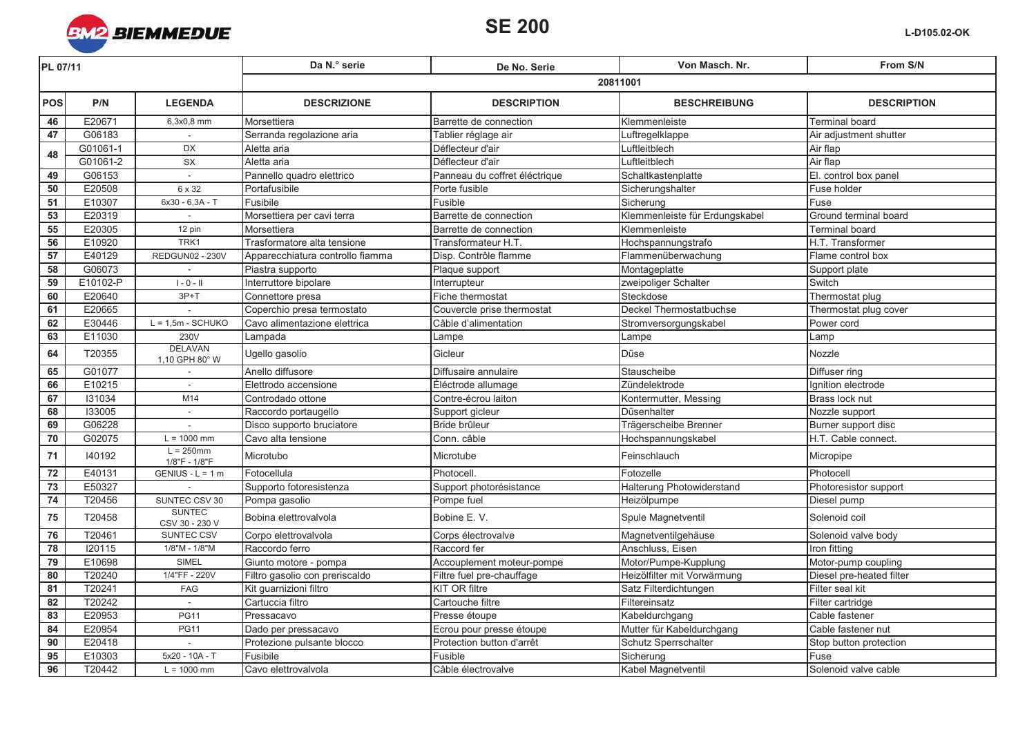# SE 200

L-D105.02-OK

| PL 07/11 | | | Da N.° serie | De No. Serie | Von Masch. Nr. | From S/N |
|---|---|---|---|---|---|---|
| | | | 20811001 | | | |
| **POS** | **P/N** | **LEGENDA** | **DESCRIZIONE** | **DESCRIPTION** | **BESCHREIBUNG** | **DESCRIPTION** |
| 46 | E20671 | 6,3x0,8 mm | Morsettiera | Barrette de connection | Klemmenleiste | Terminal board |
| 47 | G06183 | - | Serranda regolazione aria | Tablier réglage air | Luftregelklappe | Air adjustment shutter |
| 48 | G01061-1 | DX | Aletta aria | Déflecteur d'air | Luftleitblech | Air flap |
| | G01061-2 | SX | Aletta aria | Déflecteur d'air | Luftleitblech | Air flap |
| 49 | G06153 | - | Pannello quadro elettrico | Panneau du coffret éléctrique | Schaltkastenplatte | El. control box panel |
| 50 | E20508 | 6 x 32 | Portafusibile | Porte fusible | Sicherungshalter | Fuse holder |
| 51 | E10307 | 6x30 - 6,3A - T | Fusibile | Fusible | Sicherung | Fuse |
| 53 | E20319 | - | Morsettiera per cavi terra | Barrette de connection | Klemmenleiste für Erdungskabel | Ground terminal board |
| 55 | E20305 | 12 pin | Morsettiera | Barrette de connection | Klemmenleiste | Terminal board |
| 56 | E10920 | TRK1 | Trasformatore alta tensione | Transformateur H.T. | Hochspannungstrafo | H.T. Transformer |
| 57 | E40129 | REDGUN02 - 230V | Apparecchiatura controllo fiamma | Disp. Contrôle flamme | Flammenüberwachung | Flame control box |
| 58 | G06073 | - | Piastra supporto | Plaque support | Montageplatte | Support plate |
| 59 | E10102-P | I - 0 - II | Interruttore bipolare | Interrupteur | zweipoliger Schalter | Switch |
| 60 | E20640 | 3P+T | Connettore presa | Fiche thermostat | Steckdose | Thermostat plug |
| 61 | E20665 | - | Coperchio presa termostato | Couvercle prise thermostat | Deckel Thermostatbuchse | Thermostat plug cover |
| 62 | E30446 | L = 1,5m - SCHUKO | Cavo alimentazione elettrica | Câble d'alimentation | Stromversorgungskabel | Power cord |
| 63 | E11030 | 230V | Lampada | Lampe | Lampe | Lamp |
| 64 | T20355 | DELAVAN 1,10 GPH 80° W | Ugello gasolio | Gicleur | Düse | Nozzle |
| 65 | G01077 | - | Anello diffusore | Diffusaire annulaire | Stauscheibe | Diffuser ring |
| 66 | E10215 | - | Elettrodo accensione | Éléctrode allumage | Zündelektrode | Ignition electrode |
| 67 | I31034 | M14 | Controdado ottone | Contre-écrou laiton | Kontermutter, Messing | Brass lock nut |
| 68 | I33005 | - | Raccordo portaugello | Support gicleur | Düsenhalter | Nozzle support |
| 69 | G06228 | - | Disco supporto bruciatore | Bride brûleur | Trägerscheibe Brenner | Burner support disc |
| 70 | G02075 | L = 1000 mm | Cavo alta tensione | Conn. câble | Hochspannungskabel | H.T. Cable connect. |
| 71 | I40192 | L = 250mm 1/8"F - 1/8"F | Microtubo | Microtube | Feinschlauch | Micropipe |
| 72 | E40131 | GENIUS - L = 1 m | Fotocellula | Photocell. | Fotozelle | Photocell |
| 73 | E50327 | - | Supporto fotoresistenza | Support photorésistance | Halterung Photowiderstand | Photoresistor support |
| 74 | T20456 | SUNTEC CSV 30 | Pompa gasolio | Pompe fuel | Heizölpumpe | Diesel pump |
| 75 | T20458 | SUNTEC CSV 30 - 230 V | Bobina elettrovalvola | Bobine E. V. | Spule Magnetventil | Solenoid coil |
| 76 | T20461 | SUNTEC CSV | Corpo elettrovalvola | Corps électrovalve | Magnetventilgehäuse | Solenoid valve body |
| 78 | I20115 | 1/8"M - 1/8"M | Raccordo ferro | Raccord fer | Anschluss, Eisen | Iron fitting |
| 79 | E10698 | SIMEL | Giunto motore - pompa | Accouplement moteur-pompe | Motor/Pumpe-Kupplung | Motor-pump coupling |
| 80 | T20240 | 1/4"FF - 220V | Filtro gasolio con preriscaldo | Filtre fuel pre-chauffage | Heizölfilter mit Vorwärmung | Diesel pre-heated filter |
| 81 | T20241 | FAG | Kit guarnizioni filtro | KIT OR filtre | Satz Filterdichtungen | Filter seal kit |
| 82 | T20242 | - | Cartuccia filtro | Cartouche filtre | Filtereinsatz | Filter cartridge |
| 83 | E20953 | PG11 | Pressacavo | Presse étoupe | Kabeldurchgang | Cable fastener |
| 84 | E20954 | PG11 | Dado per pressacavo | Ecrou pour presse étoupe | Mutter für Kabeldurchgang | Cable fastener nut |
| 90 | E20418 | - | Protezione pulsante blocco | Protection button d'arrêt | Schutz Sperrschalter | Stop button protection |
| 95 | E10303 | 5x20 - 10A - T | Fusibile | Fusible | Sicherung | Fuse |
| 96 | T20442 | L = 1000 mm | Cavo elettrovalvola | Câble électrovalve | Kabel Magnetventil | Solenoid valve cable |